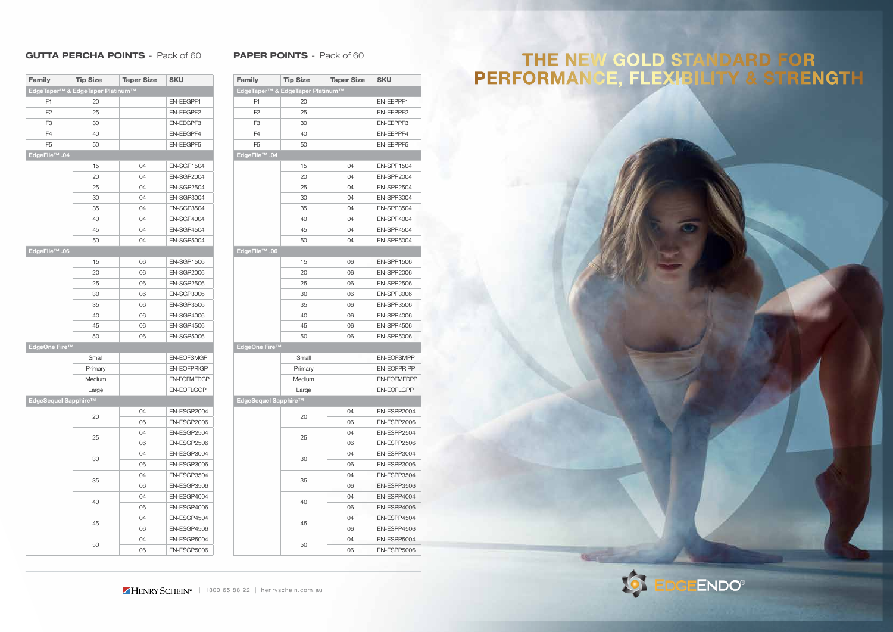## GUTTA PERCHA POINTS - Pack of 60

| Family | Tip Size | Taper Size | SKU |
|---|---|---|---|
| **EdgeTaper™ & EdgeTaper Platinum™** | | | |
| F1 | 20 | | EN-EEGPF1 |
| F2 | 25 | | EN-EEGPF2 |
| F3 | 30 | | EN-EEGPF3 |
| F4 | 40 | | EN-EEGPF4 |
| F5 | 50 | | EN-EEGPF5 |
| **EdgeFile™ .04** | | | |
| | 15 | 04 | EN-SGP1504 |
| | 20 | 04 | EN-SGP2004 |
| | 25 | 04 | EN-SGP2504 |
| | 30 | 04 | EN-SGP3004 |
| | 35 | 04 | EN-SGP3504 |
| | 40 | 04 | EN-SGP4004 |
| | 45 | 04 | EN-SGP4504 |
| | 50 | 04 | EN-SGP5004 |
| **EdgeFile™ .06** | | | |
| | 15 | 06 | EN-SGP1506 |
| | 20 | 06 | EN-SGP2006 |
| | 25 | 06 | EN-SGP2506 |
| | 30 | 06 | EN-SGP3006 |
| | 35 | 06 | EN-SGP3506 |
| | 40 | 06 | EN-SGP4006 |
| | 45 | 06 | EN-SGP4506 |
| | 50 | 06 | EN-SGP5006 |
| **EdgeOne Fire™** | | | |
| | Small | | EN-EOFSMGP |
| | Primary | | EN-EOFPRIGP |
| | Medium | | EN-EOFMEDGP |
| | Large | | EN-EOFLGGP |
| **EdgeSequel Sapphire™** | | | |
| | 20 | 04 | EN-ESGP2004 |
| | | 06 | EN-ESGP2006 |
| | 25 | 04 | EN-ESGP2504 |
| | | 06 | EN-ESGP2506 |
| | 30 | 04 | EN-ESGP3004 |
| | | 06 | EN-ESGP3006 |
| | 35 | 04 | EN-ESGP3504 |
| | | 06 | EN-ESGP3506 |
| | 40 | 04 | EN-ESGP4004 |
| | | 06 | EN-ESGP4006 |
| | 45 | 04 | EN-ESGP4504 |
| | | 06 | EN-ESGP4506 |
| | 50 | 04 | EN-ESGP5004 |
| | | 06 | EN-ESGP5006 |

## PAPER POINTS - Pack of 60

| Family | Tip Size | Taper Size | SKU |
|---|---|---|---|
| **EdgeTaper™ & EdgeTaper Platinum™** | | | |
| F1 | 20 | | EN-EEPPF1 |
| F2 | 25 | | EN-EEPPF2 |
| F3 | 30 | | EN-EEPPF3 |
| F4 | 40 | | EN-EEPPF4 |
| F5 | 50 | | EN-EEPPF5 |
| **EdgeFile™ .04** | | | |
| | 15 | 04 | EN-SPP1504 |
| | 20 | 04 | EN-SPP2004 |
| | 25 | 04 | EN-SPP2504 |
| | 30 | 04 | EN-SPP3004 |
| | 35 | 04 | EN-SPP3504 |
| | 40 | 04 | EN-SPP4004 |
| | 45 | 04 | EN-SPP4504 |
| | 50 | 04 | EN-SPP5004 |
| **EdgeFile™ .06** | | | |
| | 15 | 06 | EN-SPP1506 |
| | 20 | 06 | EN-SPP2006 |
| | 25 | 06 | EN-SPP2506 |
| | 30 | 06 | EN-SPP3006 |
| | 35 | 06 | EN-SPP3506 |
| | 40 | 06 | EN-SPP4006 |
| | 45 | 06 | EN-SPP4506 |
| | 50 | 06 | EN-SPP5006 |
| **EdgeOne Fire™** | | | |
| | Small | | EN-EOFSMPP |
| | Primary | | EN-EOFPRIPP |
| | Medium | | EN-EOFMEDPP |
| | Large | | EN-EOFLGPP |
| **EdgeSequel Sapphire™** | | | |
| | 20 | 04 | EN-ESPP2004 |
| | | 06 | EN-ESPP2006 |
| | 25 | 04 | EN-ESPP2504 |
| | | 06 | EN-ESPP2506 |
| | 30 | 04 | EN-ESPP3004 |
| | | 06 | EN-ESPP3006 |
| | 35 | 04 | EN-ESPP3504 |
| | | 06 | EN-ESPP3506 |
| | 40 | 04 | EN-ESPP4004 |
| | | 06 | EN-ESPP4006 |
| | 45 | 04 | EN-ESPP4504 |
| | | 06 | EN-ESPP4506 |
| | 50 | 04 | EN-ESPP5004 |
| | | 06 | EN-ESPP5006 |

HENRY SCHEIN® | 1300 65 88 22 | henryschein.com.au

# THE NEW GOLD STANDARD FOR PERFORMANCE, FLEXIBILITY & STRENGTH

EDGEENDO®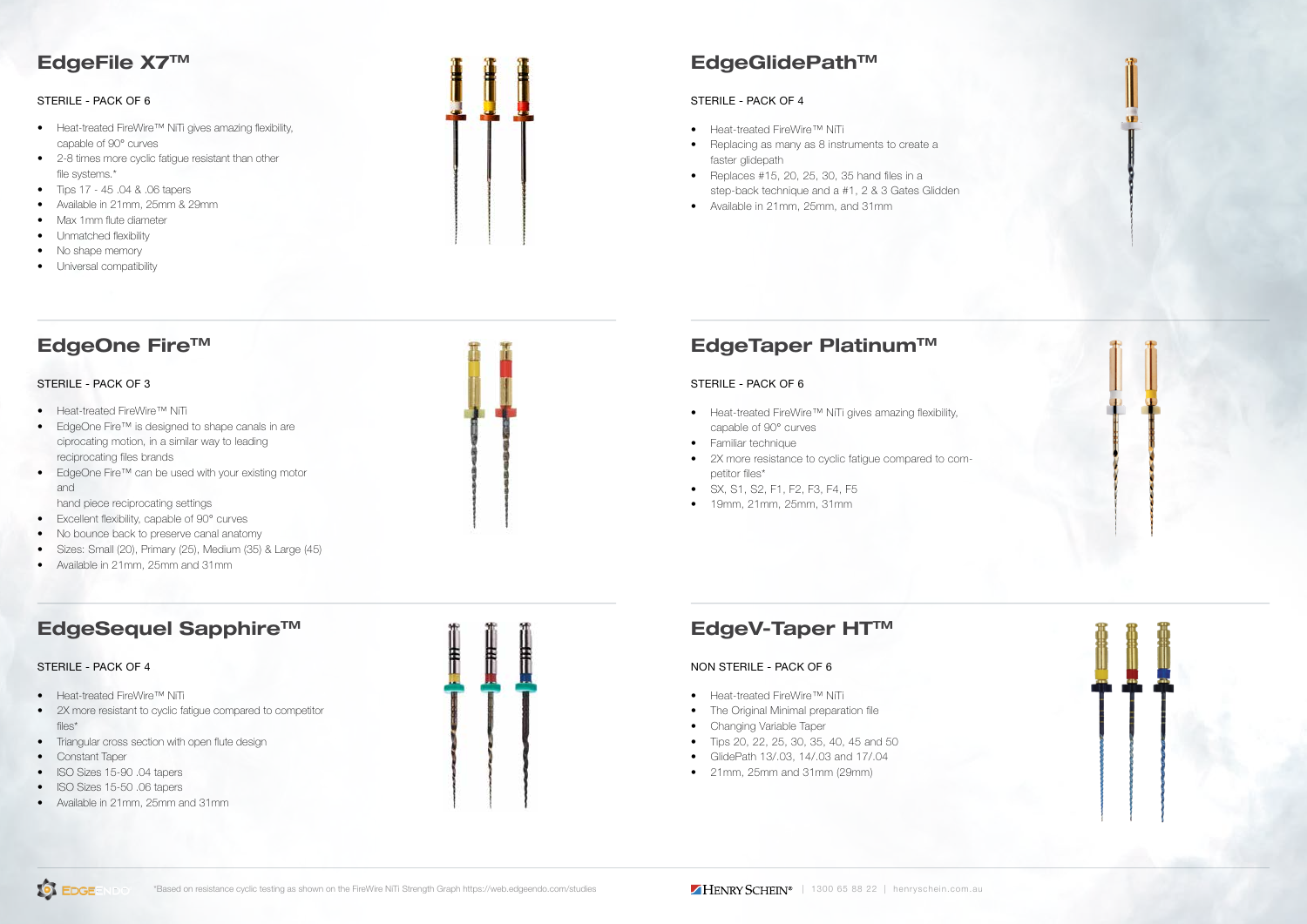## EdgeFile X7™

STERILE - PACK OF 6

- Heat-treated FireWire™ NiTi gives amazing flexibility, capable of 90° curves
- 2-8 times more cyclic fatigue resistant than other file systems.*
- Tips 17 - 45 .04 & .06 tapers
- Available in 21mm, 25mm & 29mm
- Max 1mm flute diameter
- Unmatched flexibility
- No shape memory
- Universal compatibility

## EdgeGlidePath™

STERILE - PACK OF 4

- Heat-treated FireWire™ NiTi
- Replacing as many as 8 instruments to create a faster glidepath
- Replaces #15, 20, 25, 30, 35 hand files in a step-back technique and a #1, 2 & 3 Gates Glidden
- Available in 21mm, 25mm, and 31mm

## EdgeOne Fire™

STERILE - PACK OF 3

- Heat-treated FireWire™ NiTi
- EdgeOne Fire™ is designed to shape canals in areciprocating motion, in a similar way to leading reciprocating files brands
- EdgeOne Fire™ can be used with your existing motor and hand piece reciprocating settings
- Excellent flexibility, capable of 90° curves
- No bounce back to preserve canal anatomy
- Sizes: Small (20), Primary (25), Medium (35) & Large (45)
- Available in 21mm, 25mm and 31mm

## EdgeTaper Platinum™

STERILE - PACK OF 6

- Heat-treated FireWire™ NiTi gives amazing flexibility, capable of 90° curves
- Familiar technique
- 2X more resistance to cyclic fatigue compared to competitor files*
- SX, S1, S2, F1, F2, F3, F4, F5
- 19mm, 21mm, 25mm, 31mm

## EdgeSequel Sapphire™

STERILE - PACK OF 4

- Heat-treated FireWire™ NiTi
- 2X more resistant to cyclic fatigue compared to competitor files*
- Triangular cross section with open flute design
- Constant Taper
- ISO Sizes 15-90 .04 tapers
- ISO Sizes 15-50 .06 tapers
- Available in 21mm, 25mm and 31mm

## EdgeV-Taper HT™

NON STERILE - PACK OF 6

- Heat-treated FireWire™ NiTi
- The Original Minimal preparation file
- Changing Variable Taper
- Tips 20, 22, 25, 30, 35, 40, 45 and 50
- GlidePath 13/.03, 14/.03 and 17/.04
- 21mm, 25mm and 31mm (29mm)

*Based on resistance cyclic testing as shown on the FireWire NiTi Strength Graph https://web.edgeendo.com/studies

HENRY SCHEIN® | 1300 65 88 22 | henryschein.com.au